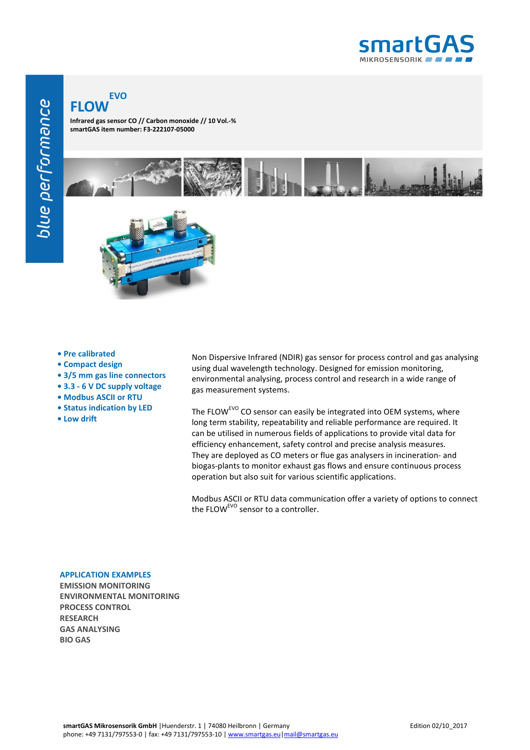smartGAS
MIKROSENSORIK

blue performance

# FLOW[EVO]

**Infrared gas sensor CO // Carbon monoxide // 10 Vol.-%**
**smartGAS item number: F3-222107-05000**

- **Pre calibrated**
- **Compact design**
- **3/5 mm gas line connectors**
- **3.3 - 6 V DC supply voltage**
- **Modbus ASCII or RTU**
- **Status indication by LED**
- **Low drift**

Non Dispersive Infrared (NDIR) gas sensor for process control and gas analysing using dual wavelength technology. Designed for emission monitoring, environmental analysing, process control and research in a wide range of gas measurement systems.

The FLOW[EVO] CO sensor can easily be integrated into OEM systems, where long term stability, repeatability and reliable performance are required. It can be utilised in numerous fields of applications to provide vital data for efficiency enhancement, safety control and precise analysis measures. They are deployed as CO meters or flue gas analysers in incineration- and biogas-plants to monitor exhaust gas flows and ensure continuous process operation but also suit for various scientific applications.

Modbus ASCII or RTU data communication offer a variety of options to connect the FLOW[EVO] sensor to a controller.

## APPLICATION EXAMPLES

**EMISSION MONITORING**
**ENVIRONMENTAL MONITORING**
**PROCESS CONTROL**
**RESEARCH**
**GAS ANALYSING**
**BIO GAS**

**smartGAS Mikrosensorik GmbH** | Huenderstr. 1 | 74080 Heilbronn | Germany
phone: +49 7131/797553-0 | fax: +49 7131/797553-10 | www.smartgas.eu | mail@smartgas.eu

Edition 02/10_2017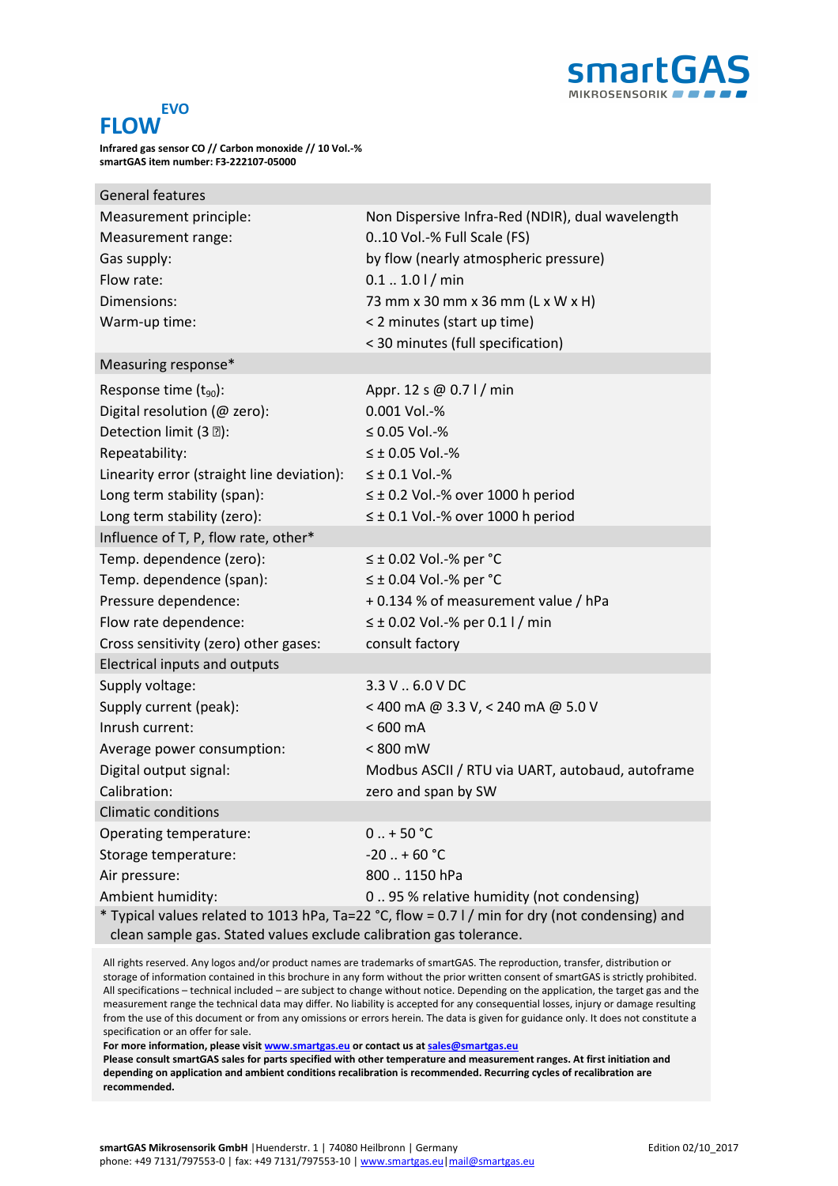smartGAS MIKROSENSORIK

# FLOW EVO

**Infrared gas sensor CO // Carbon monoxide // 10 Vol.-%**
**smartGAS item number: F3-222107-05000**

| | |
|---|---|
| **General features** | |
| Measurement principle: | Non Dispersive Infra-Red (NDIR), dual wavelength |
| Measurement range: | 0..10 Vol.-% Full Scale (FS) |
| Gas supply: | by flow (nearly atmospheric pressure) |
| Flow rate: | 0.1 .. 1.0 l / min |
| Dimensions: | 73 mm x 30 mm x 36 mm (L x W x H) |
| Warm-up time: | < 2 minutes (start up time) |
| | < 30 minutes (full specification) |
| **Measuring response*** | |
| Response time ($t_{90}$): | Appr. 12 s @ 0.7 l / min |
| Digital resolution (@ zero): | 0.001 Vol.-% |
| Detection limit (3 ): | ≤ 0.05 Vol.-% |
| Repeatability: | ≤ ± 0.05 Vol.-% |
| Linearity error (straight line deviation): | ≤ ± 0.1 Vol.-% |
| Long term stability (span): | ≤ ± 0.2 Vol.-% over 1000 h period |
| Long term stability (zero): | ≤ ± 0.1 Vol.-% over 1000 h period |
| **Influence of T, P, flow rate, other*** | |
| Temp. dependence (zero): | ≤ ± 0.02 Vol.-% per °C |
| Temp. dependence (span): | ≤ ± 0.04 Vol.-% per °C |
| Pressure dependence: | + 0.134 % of measurement value / hPa |
| Flow rate dependence: | ≤ ± 0.02 Vol.-% per 0.1 l / min |
| Cross sensitivity (zero) other gases: | consult factory |
| **Electrical inputs and outputs** | |
| Supply voltage: | 3.3 V .. 6.0 V DC |
| Supply current (peak): | < 400 mA @ 3.3 V, < 240 mA @ 5.0 V |
| Inrush current: | < 600 mA |
| Average power consumption: | < 800 mW |
| Digital output signal: | Modbus ASCII / RTU via UART, autobaud, autoframe |
| Calibration: | zero and span by SW |
| **Climatic conditions** | |
| Operating temperature: | 0 .. + 50 °C |
| Storage temperature: | -20 .. + 60 °C |
| Air pressure: | 800 .. 1150 hPa |
| Ambient humidity: | 0 .. 95 % relative humidity (not condensing) |

* Typical values related to 1013 hPa, Ta=22 °C, flow = 0.7 l / min for dry (not condensing) and clean sample gas. Stated values exclude calibration gas tolerance.

All rights reserved. Any logos and/or product names are trademarks of smartGAS. The reproduction, transfer, distribution or storage of information contained in this brochure in any form without the prior written consent of smartGAS is strictly prohibited. All specifications – technical included – are subject to change without notice. Depending on the application, the target gas and the measurement range the technical data may differ. No liability is accepted for any consequential losses, injury or damage resulting from the use of this document or from any omissions or errors herein. The data is given for guidance only. It does not constitute a specification or an offer for sale.

**For more information, please visit www.smartgas.eu or contact us at sales@smartgas.eu**

**Please consult smartGAS sales for parts specified with other temperature and measurement ranges. At first initiation and depending on application and ambient conditions recalibration is recommended. Recurring cycles of recalibration are recommended.**

**smartGAS Mikrosensorik GmbH** | Huenderstr. 1 | 74080 Heilbronn | Germany
phone: +49 7131/797553-0 | fax: +49 7131/797553-10 | www.smartgas.eu | mail@smartgas.eu

Edition 02/10_2017